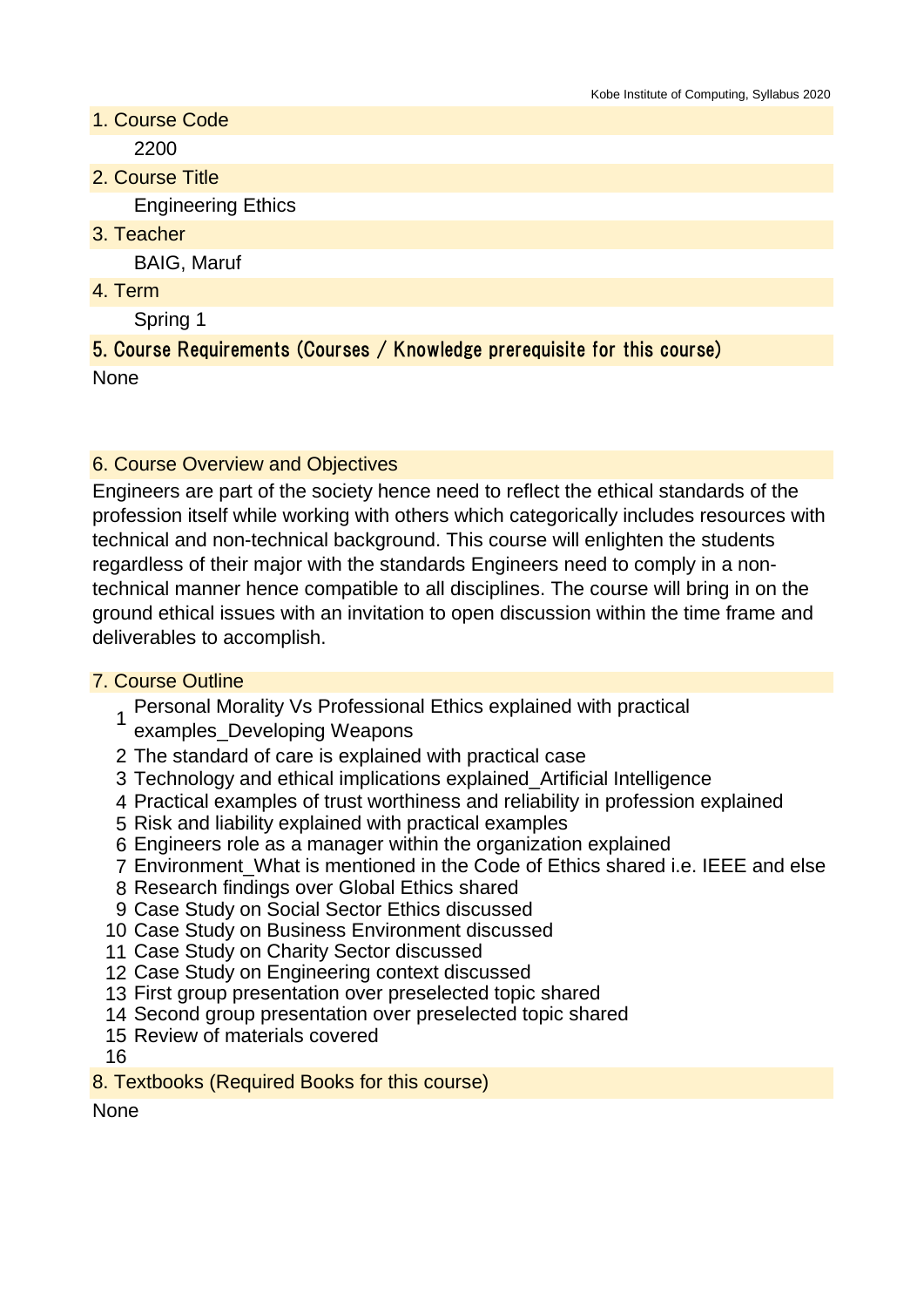## 1. Course Code

2200

## 2. Course Title

Engineering Ethics

## 3. Teacher

BAIG, Maruf

## 4. Term

Spring 1

## 5. Course Requirements (Courses / Knowledge prerequisite for this course)

None

## 6. Course Overview and Objectives

Engineers are part of the society hence need to reflect the ethical standards of the profession itself while working with others which categorically includes resources with technical and non-technical background. This course will enlighten the students regardless of their major with the standards Engineers need to comply in a non-technical manner hence compatible to all disciplines. The course will bring in on the ground ethical issues with an invitation to open discussion within the time frame and deliverables to accomplish.

## 7. Course Outline

1. Personal Morality Vs Professional Ethics explained with practical examples_Developing Weapons
2. The standard of care is explained with practical case
3. Technology and ethical implications explained_Artificial Intelligence
4. Practical examples of trust worthiness and reliability in profession explained
5. Risk and liability explained with practical examples
6. Engineers role as a manager within the organization explained
7. Environment_What is mentioned in the Code of Ethics shared i.e. IEEE and else
8. Research findings over Global Ethics shared
9. Case Study on Social Sector Ethics discussed
10. Case Study on Business Environment discussed
11. Case Study on Charity Sector discussed
12. Case Study on Engineering context discussed
13. First group presentation over preselected topic shared
14. Second group presentation over preselected topic shared
15. Review of materials covered
16. 

## 8. Textbooks (Required Books for this course)

None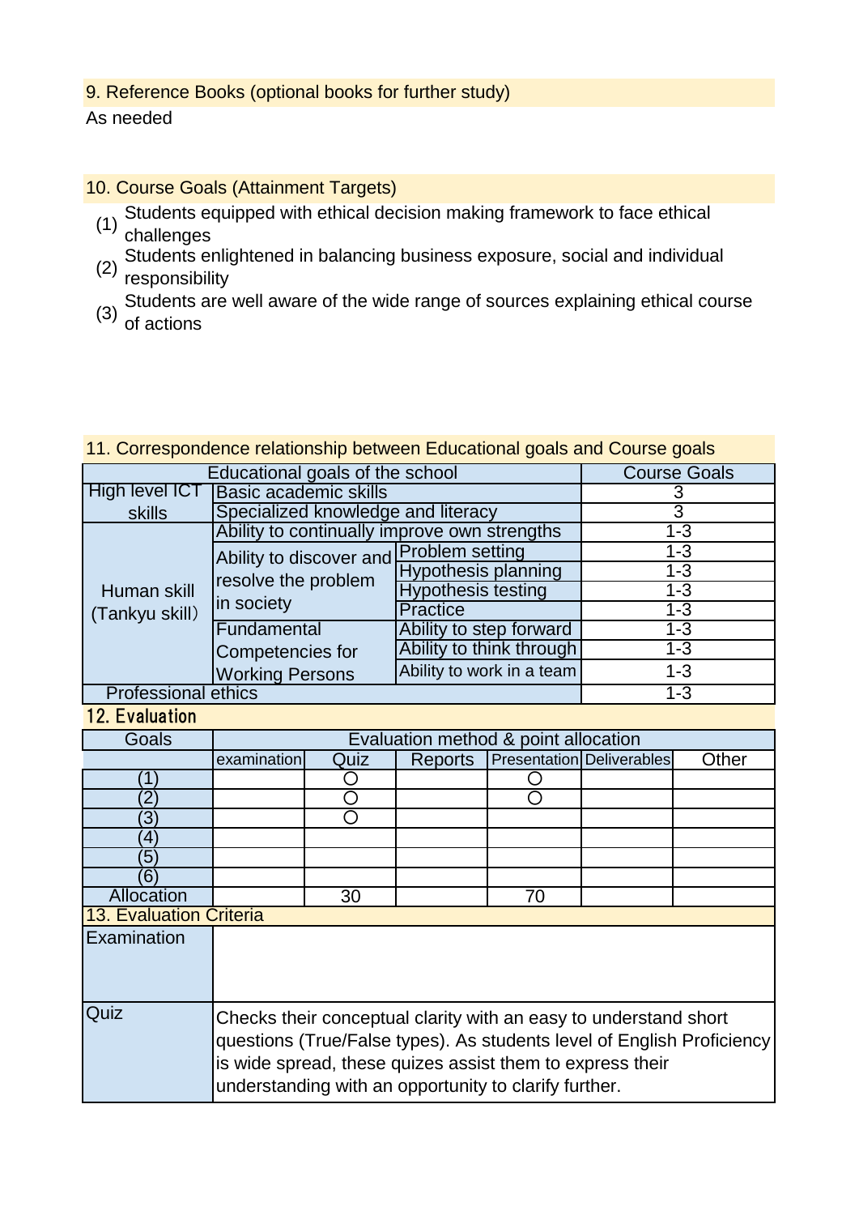## 9. Reference Books (optional books for further study)

As needed

## 10. Course Goals (Attainment Targets)

(1) Students equipped with ethical decision making framework to face ethical challenges

(2) Students enlightened in balancing business exposure, social and individual responsibility

(3) Students are well aware of the wide range of sources explaining ethical course of actions

## 11. Correspondence relationship between Educational goals and Course goals

| Educational goals of the school | | | Course Goals |
|---|---|---|---|
| High level ICT skills | Basic academic skills | | 3 |
| | Specialized knowledge and literacy | | 3 |
| Human skill (Tankyu skill) | Ability to continually improve own strengths | | 1-3 |
| | Ability to discover and resolve the problem in society | Problem setting | 1-3 |
| | | Hypothesis planning | 1-3 |
| | | Hypothesis testing | 1-3 |
| | | Practice | 1-3 |
| | Fundamental Competencies for Working Persons | Ability to step forward | 1-3 |
| | | Ability to think through | 1-3 |
| | | Ability to work in a team | 1-3 |
| Professional ethics | | | 1-3 |

## 12. Evaluation

| Goals | Evaluation method & point allocation | | | | | |
|---|---|---|---|---|---|---|
| | examination | Quiz | Reports | Presentation | Deliverables | Other |
| (1) | | ○ | | ○ | | |
| (2) | | ○ | | ○ | | |
| (3) | | ○ | | | | |
| (4) | | | | | | |
| (5) | | | | | | |
| (6) | | | | | | |
| Allocation | | 30 | | 70 | | |

## 13. Evaluation Criteria

| | |
|---|---|
| Examination | |
| Quiz | Checks their conceptual clarity with an easy to understand short questions (True/False types). As students level of English Proficiency is wide spread, these quizes assist them to express their understanding with an opportunity to clarify further. |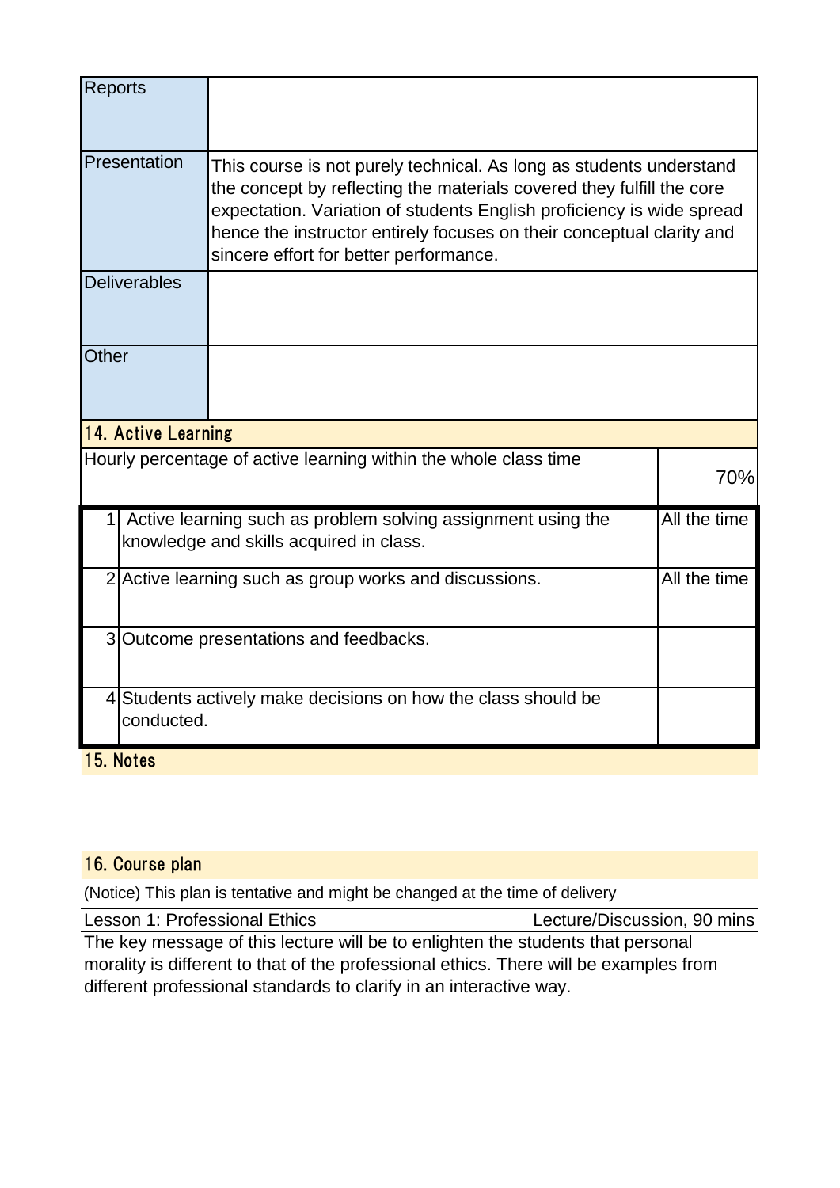| | |
|---|---|
| Reports | |
| Presentation | This course is not purely technical. As long as students understand the concept by reflecting the materials covered they fulfill the core expectation. Variation of students English proficiency is wide spread hence the instructor entirely focuses on their conceptual clarity and sincere effort for better performance. |
| Deliverables | |
| Other | |

## 14. Active Learning

| Hourly percentage of active learning within the whole class time | | 70% |
|---|---|---|
| 1 | Active learning such as problem solving assignment using the knowledge and skills acquired in class. | All the time |
| 2 | Active learning such as group works and discussions. | All the time |
| 3 | Outcome presentations and feedbacks. | |
| 4 | Students actively make decisions on how the class should be conducted. | |

## 15. Notes

## 16. Course plan

(Notice) This plan is tentative and might be changed at the time of delivery

| Lesson 1: Professional Ethics | Lecture/Discussion, 90 mins |
|---|---|

The key message of this lecture will be to enlighten the students that personal morality is different to that of the professional ethics. There will be examples from different professional standards to clarify in an interactive way.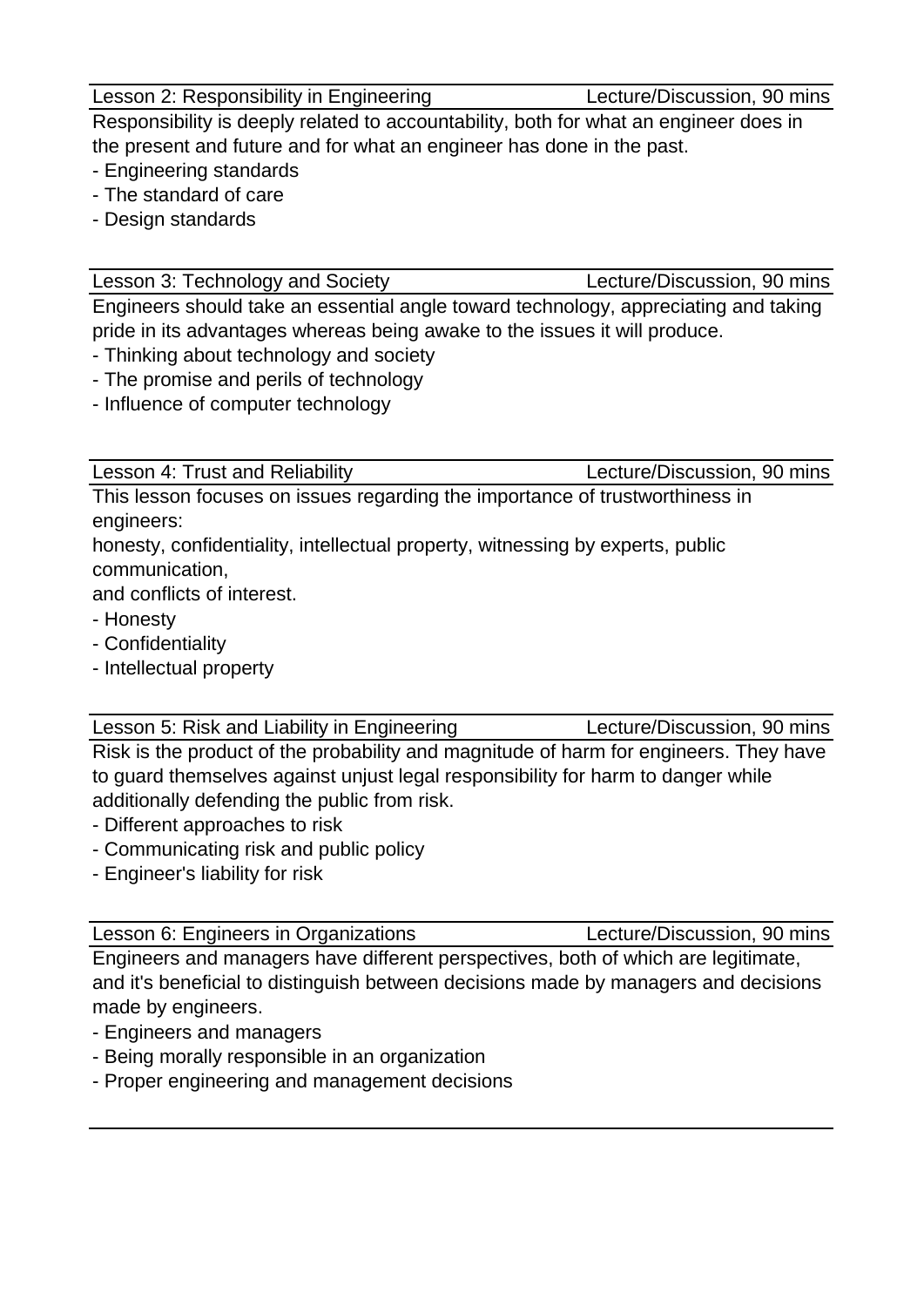| Lesson 2: Responsibility in Engineering | Lecture/Discussion, 90 mins |
|---|---|

Responsibility is deeply related to accountability, both for what an engineer does in the present and future and for what an engineer has done in the past.
- Engineering standards
- The standard of care
- Design standards

| Lesson 3: Technology and Society | Lecture/Discussion, 90 mins |
|---|---|

Engineers should take an essential angle toward technology, appreciating and taking pride in its advantages whereas being awake to the issues it will produce.
- Thinking about technology and society
- The promise and perils of technology
- Influence of computer technology

| Lesson 4: Trust and Reliability | Lecture/Discussion, 90 mins |
|---|---|

This lesson focuses on issues regarding the importance of trustworthiness in engineers:
honesty, confidentiality, intellectual property, witnessing by experts, public communication,
and conflicts of interest.
- Honesty
- Confidentiality
- Intellectual property

| Lesson 5: Risk and Liability in Engineering | Lecture/Discussion, 90 mins |
|---|---|

Risk is the product of the probability and magnitude of harm for engineers. They have to guard themselves against unjust legal responsibility for harm to danger while additionally defending the public from risk.
- Different approaches to risk
- Communicating risk and public policy
- Engineer's liability for risk

| Lesson 6: Engineers in Organizations | Lecture/Discussion, 90 mins |
|---|---|

Engineers and managers have different perspectives, both of which are legitimate, and it's beneficial to distinguish between decisions made by managers and decisions made by engineers.
- Engineers and managers
- Being morally responsible in an organization
- Proper engineering and management decisions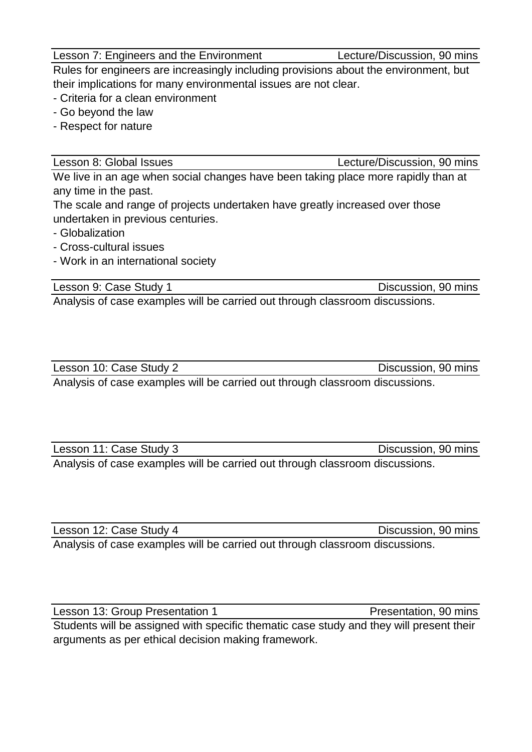**Lesson 7: Engineers and the Environment** — Lecture/Discussion, 90 mins

Rules for engineers are increasingly including provisions about the environment, but their implications for many environmental issues are not clear.

- Criteria for a clean environment
- Go beyond the law
- Respect for nature

**Lesson 8: Global Issues** — Lecture/Discussion, 90 mins

We live in an age when social changes have been taking place more rapidly than at any time in the past.

The scale and range of projects undertaken have greatly increased over those undertaken in previous centuries.

- Globalization
- Cross-cultural issues
- Work in an international society

**Lesson 9: Case Study 1** — Discussion, 90 mins

Analysis of case examples will be carried out through classroom discussions.

**Lesson 10: Case Study 2** — Discussion, 90 mins

Analysis of case examples will be carried out through classroom discussions.

**Lesson 11: Case Study 3** — Discussion, 90 mins

Analysis of case examples will be carried out through classroom discussions.

**Lesson 12: Case Study 4** — Discussion, 90 mins

Analysis of case examples will be carried out through classroom discussions.

**Lesson 13: Group Presentation 1** — Presentation, 90 mins

Students will be assigned with specific thematic case study and they will present their arguments as per ethical decision making framework.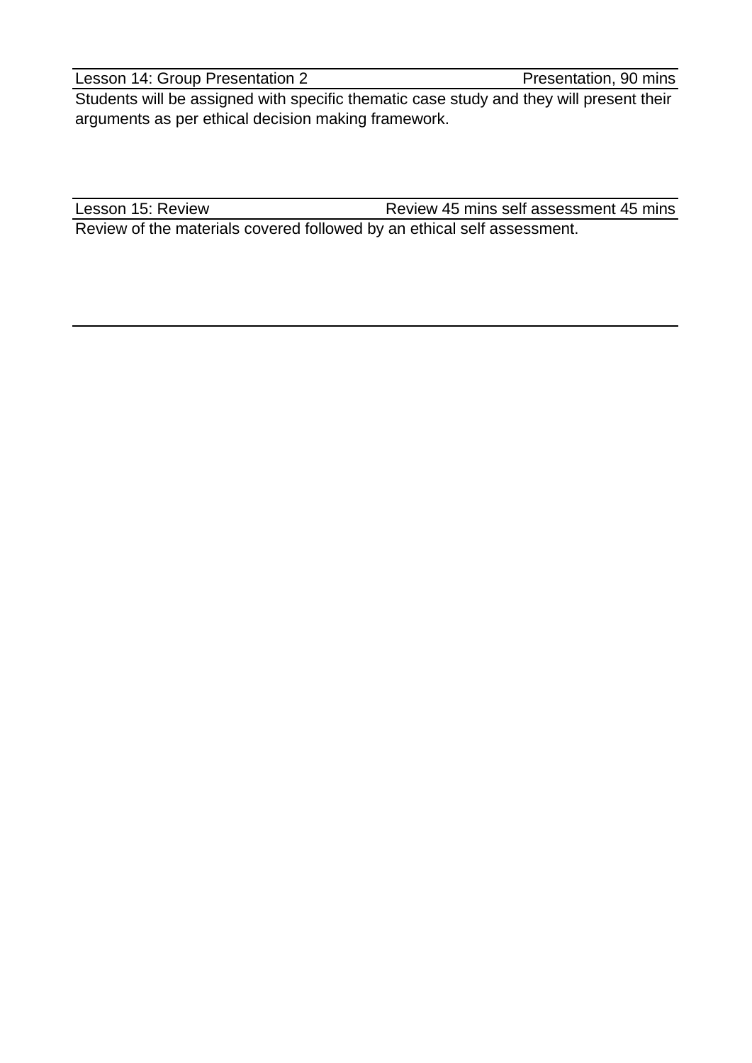| Lesson 14: Group Presentation 2 | Presentation, 90 mins |
|---|---|

Students will be assigned with specific thematic case study and they will present their arguments as per ethical decision making framework.

| Lesson 15: Review | Review 45 mins self assessment 45 mins |
|---|---|

Review of the materials covered followed by an ethical self assessment.